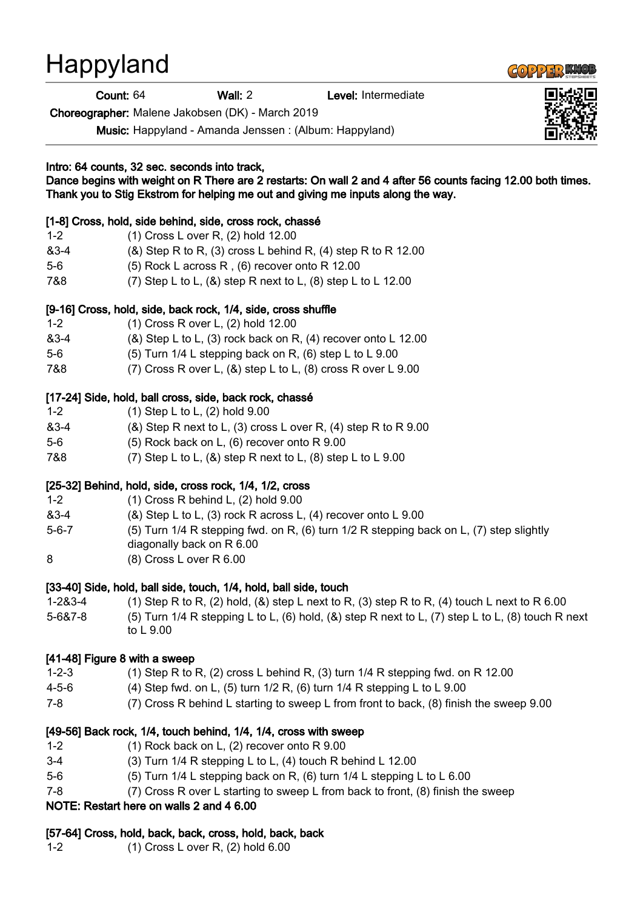# Happyland

**Count:** 64 **Wall:** 2 **Level:** Intermediate

**Choreographer:** Malene Jakobsen (DK) - March 2019

**Music:** Happyland - Amanda Jenssen : (Album: Happyland)

**Intro: 64 counts, 32 sec. seconds into track,**
**Dance begins with weight on R There are 2 restarts: On wall 2 and 4 after 56 counts facing 12.00 both times.**
**Thank you to Stig Ekstrom for helping me out and giving me inputs along the way.**

**[1-8] Cross, hold, side behind, side, cross rock, chassé**

| | |
|---|---|
| 1-2 | (1) Cross L over R, (2) hold 12.00 |
| &3-4 | (&) Step R to R, (3) cross L behind R, (4) step R to R 12.00 |
| 5-6 | (5) Rock L across R , (6) recover onto R 12.00 |
| 7&8 | (7) Step L to L, (&) step R next to L, (8) step L to L 12.00 |

**[9-16] Cross, hold, side, back rock, 1/4, side, cross shuffle**

| | |
|---|---|
| 1-2 | (1) Cross R over L, (2) hold 12.00 |
| &3-4 | (&) Step L to L, (3) rock back on R, (4) recover onto L 12.00 |
| 5-6 | (5) Turn 1/4 L stepping back on R, (6) step L to L 9.00 |
| 7&8 | (7) Cross R over L, (&) step L to L, (8) cross R over L 9.00 |

**[17-24] Side, hold, ball cross, side, back rock, chassé**

| | |
|---|---|
| 1-2 | (1) Step L to L, (2) hold 9.00 |
| &3-4 | (&) Step R next to L, (3) cross L over R, (4) step R to R 9.00 |
| 5-6 | (5) Rock back on L, (6) recover onto R 9.00 |
| 7&8 | (7) Step L to L, (&) step R next to L, (8) step L to L 9.00 |

**[25-32] Behind, hold, side, cross rock, 1/4, 1/2, cross**

| | |
|---|---|
| 1-2 | (1) Cross R behind L, (2) hold 9.00 |
| &3-4 | (&) Step L to L, (3) rock R across L, (4) recover onto L 9.00 |
| 5-6-7 | (5) Turn 1/4 R stepping fwd. on R, (6) turn 1/2 R stepping back on L, (7) step slightly diagonally back on R 6.00 |
| 8 | (8) Cross L over R 6.00 |

**[33-40] Side, hold, ball side, touch, 1/4, hold, ball side, touch**

| | |
|---|---|
| 1-2&3-4 | (1) Step R to R, (2) hold, (&) step L next to R, (3) step R to R, (4) touch L next to R 6.00 |
| 5-6&7-8 | (5) Turn 1/4 R stepping L to L, (6) hold, (&) step R next to L, (7) step L to L, (8) touch R next to L 9.00 |

**[41-48] Figure 8 with a sweep**

| | |
|---|---|
| 1-2-3 | (1) Step R to R, (2) cross L behind R, (3) turn 1/4 R stepping fwd. on R 12.00 |
| 4-5-6 | (4) Step fwd. on L, (5) turn 1/2 R, (6) turn 1/4 R stepping L to L 9.00 |
| 7-8 | (7) Cross R behind L starting to sweep L from front to back, (8) finish the sweep 9.00 |

**[49-56] Back rock, 1/4, touch behind, 1/4, 1/4, cross with sweep**

| | |
|---|---|
| 1-2 | (1) Rock back on L, (2) recover onto R 9.00 |
| 3-4 | (3) Turn 1/4 R stepping L to L, (4) touch R behind L 12.00 |
| 5-6 | (5) Turn 1/4 L stepping back on R, (6) turn 1/4 L stepping L to L 6.00 |
| 7-8 | (7) Cross R over L starting to sweep L from back to front, (8) finish the sweep |

**NOTE: Restart here on walls 2 and 4 6.00**

**[57-64] Cross, hold, back, back, cross, hold, back, back**

| | |
|---|---|
| 1-2 | (1) Cross L over R, (2) hold 6.00 |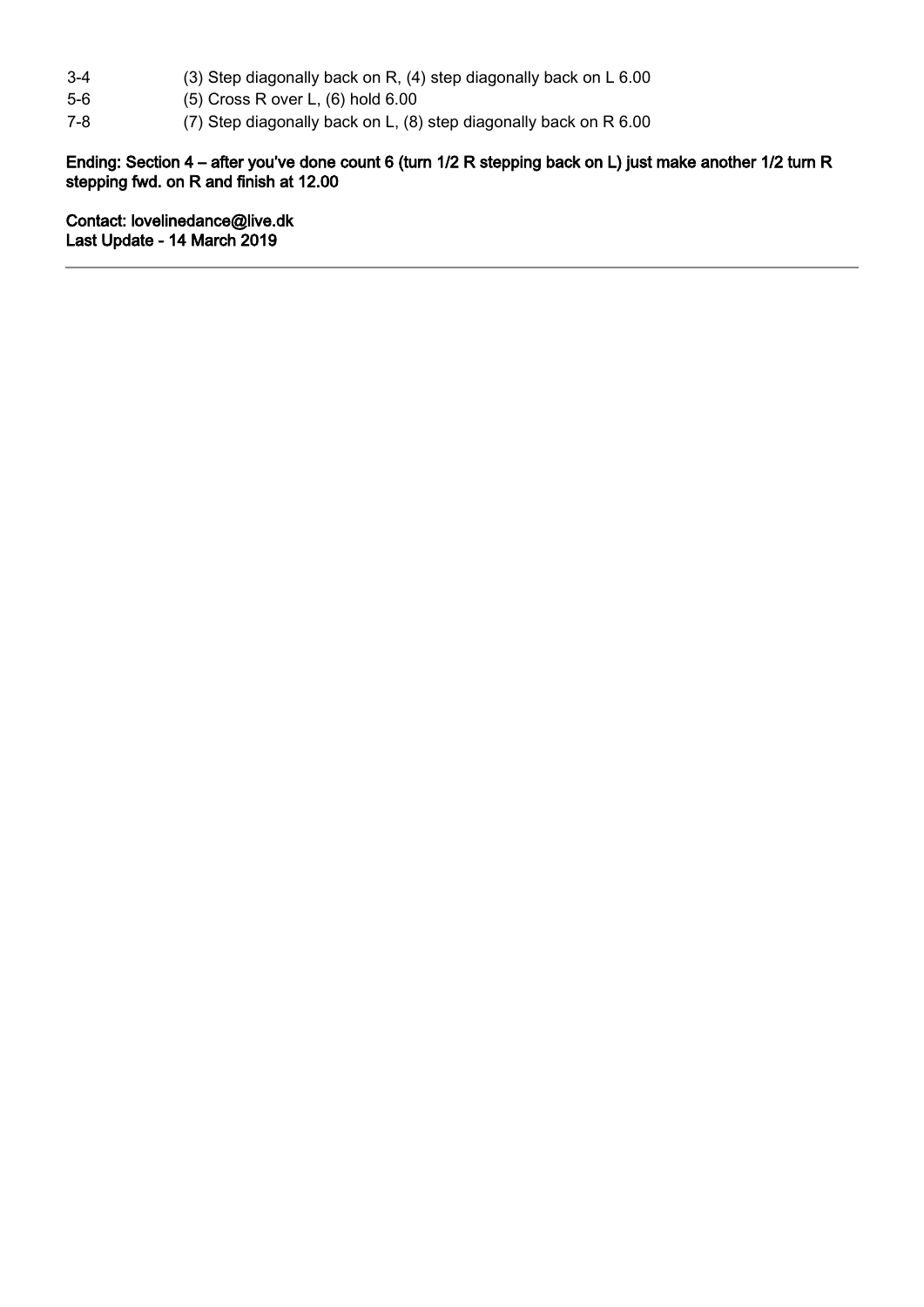| | |
|---|---|
| 3-4 | (3) Step diagonally back on R, (4) step diagonally back on L 6.00 |
| 5-6 | (5) Cross R over L, (6) hold 6.00 |
| 7-8 | (7) Step diagonally back on L, (8) step diagonally back on R 6.00 |

**Ending: Section 4 – after you've done count 6 (turn 1/2 R stepping back on L) just make another 1/2 turn R stepping fwd. on R and finish at 12.00**

**Contact: lovelinedance@live.dk**
**Last Update - 14 March 2019**